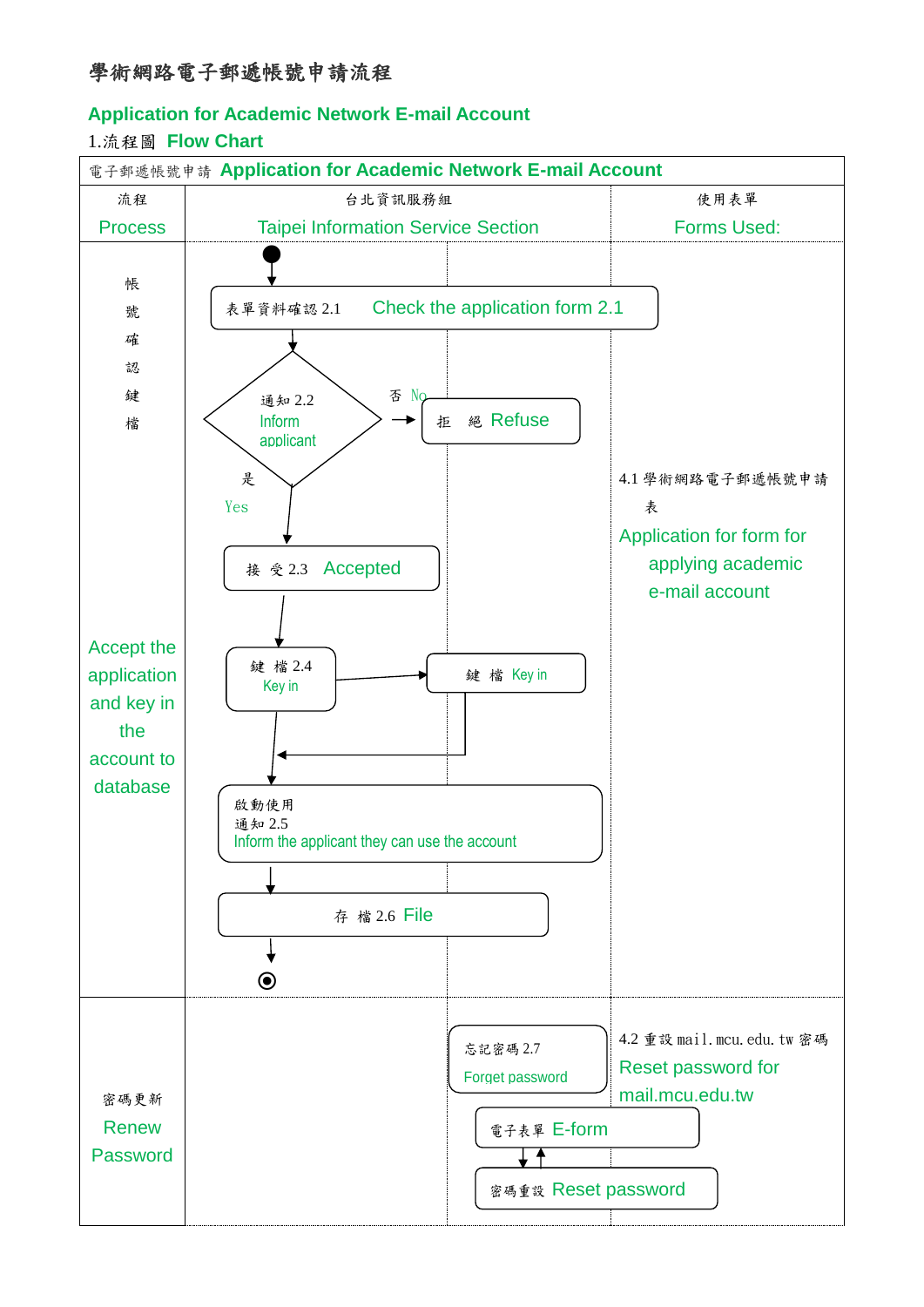# 學術網路電子郵遞帳號申請流程

## Application for Academic Network E-mail Account

### 1.流程圖 Flow Chart

| 電子郵遞帳號申請 Application for Academic Network E-mail Account | | |
|---|---|---|
| 流程 Process | 台北資訊服務組 Taipei Information Service Section | 使用表單 Forms Used: |
| 帳號確認鍵檔 Accept the application and key in the account to database | 表單資料確認 2.1 Check the application form 2.1<br>通知 2.2 Inform applicant<br>否 No → 拒 絕 Refuse<br>是 Yes → 接 受 2.3 Accepted<br>鍵 檔 2.4 Key in → 鍵 檔 Key in<br>啟動使用通知 2.5 Inform the applicant they can use the account<br>存 檔 2.6 File | 4.1 學術網路電子郵遞帳號申請表 Application for form for applying academic e-mail account |
| 密碼更新 Renew Password | 忘記密碼 2.7 Forget password<br>電子表單 E-form<br>密碼重設 Reset password | 4.2 重設 mail.mcu.edu.tw 密碼 Reset password for mail.mcu.edu.tw |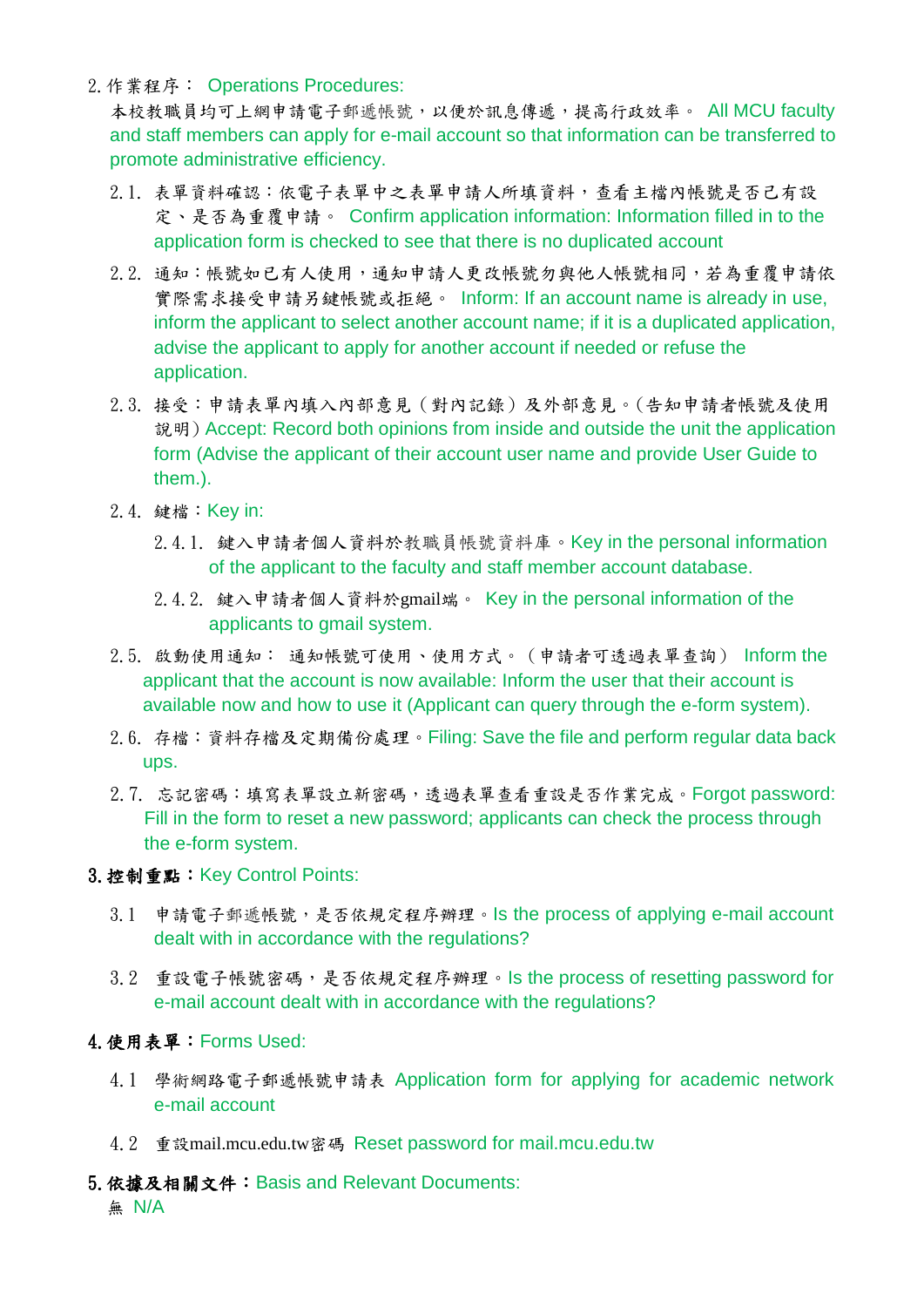2. 作業程序： Operations Procedures:

本校教職員均可上網申請電子郵遞帳號，以便於訊息傳遞，提高行政效率。 All MCU faculty and staff members can apply for e-mail account so that information can be transferred to promote administrative efficiency.

- 2.1. 表單資料確認：依電子表單中之表單申請人所填資料，查看主檔內帳號是否已有設定、是否為重覆申請。 Confirm application information: Information filled in to the application form is checked to see that there is no duplicated account
- 2.2. 通知：帳號如已有人使用，通知申請人更改帳號勿與他人帳號相同，若為重覆申請依實際需求接受申請另鍵帳號或拒絕。 Inform: If an account name is already in use, inform the applicant to select another account name; if it is a duplicated application, advise the applicant to apply for another account if needed or refuse the application.
- 2.3. 接受：申請表單內填入內部意見（對內記錄）及外部意見。(告知申請者帳號及使用說明) Accept: Record both opinions from inside and outside the unit the application form (Advise the applicant of their account user name and provide User Guide to them.).
- 2.4. 鍵檔：Key in:
  - 2.4.1. 鍵入申請者個人資料於教職員帳號資料庫。Key in the personal information of the applicant to the faculty and staff member account database.
  - 2.4.2. 鍵入申請者個人資料於gmail端。 Key in the personal information of the applicants to gmail system.
- 2.5. 啟動使用通知： 通知帳號可使用、使用方式。（申請者可透過表單查詢） Inform the applicant that the account is now available: Inform the user that their account is available now and how to use it (Applicant can query through the e-form system).
- 2.6. 存檔：資料存檔及定期備份處理。Filing: Save the file and perform regular data back ups.
- 2.7. 忘記密碼：填寫表單設立新密碼，透過表單查看重設是否作業完成。Forgot password: Fill in the form to reset a new password; applicants can check the process through the e-form system.

**3. 控制重點：** Key Control Points:

- 3.1 申請電子郵遞帳號，是否依規定程序辦理。Is the process of applying e-mail account dealt with in accordance with the regulations?
- 3.2 重設電子帳號密碼，是否依規定程序辦理。Is the process of resetting password for e-mail account dealt with in accordance with the regulations?

**4. 使用表單：** Forms Used:

- 4.1 學術網路電子郵遞帳號申請表 Application form for applying for academic network e-mail account
- 4.2 重設mail.mcu.edu.tw密碼 Reset password for mail.mcu.edu.tw

**5. 依據及相關文件：** Basis and Relevant Documents:

無 N/A